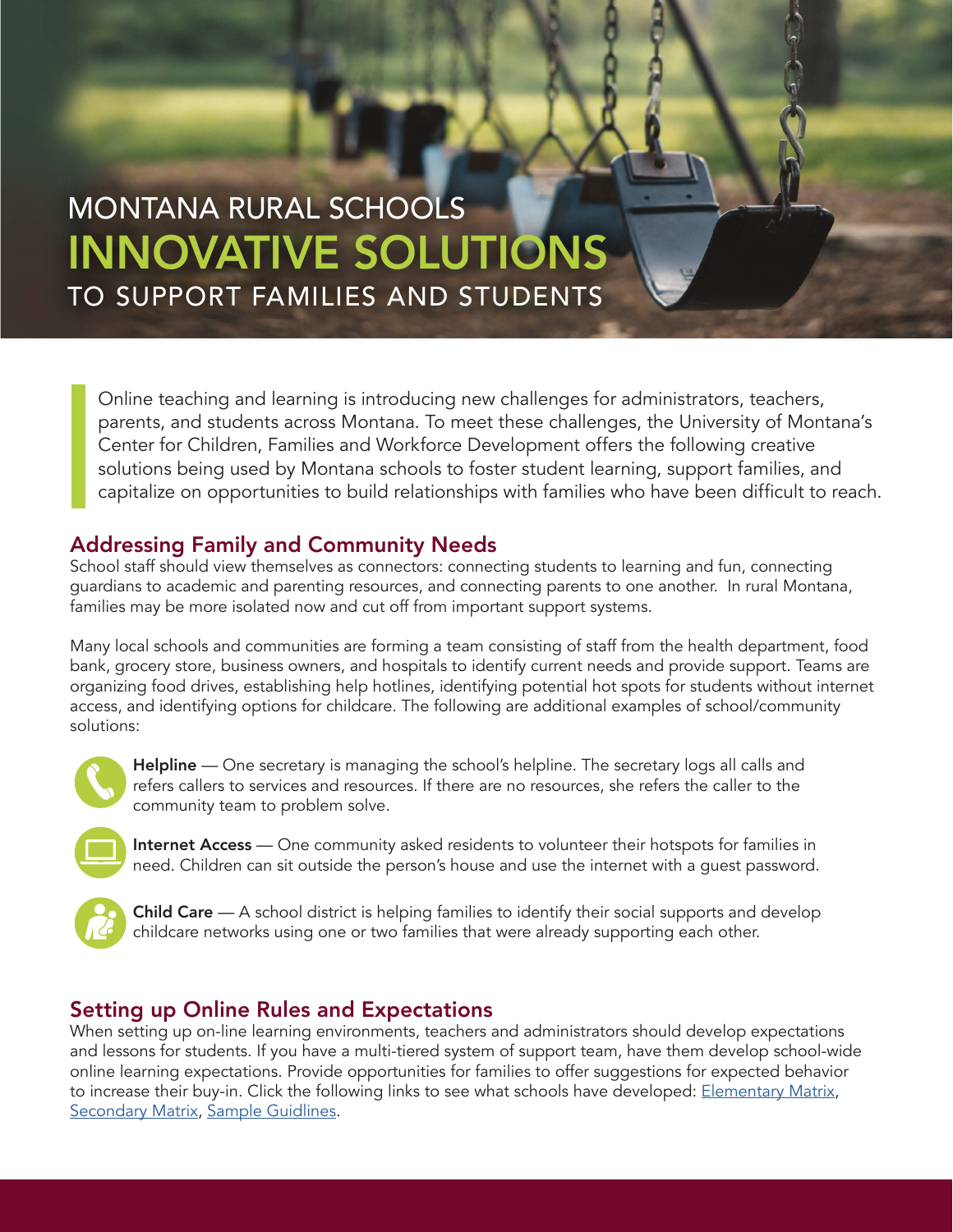# MONTANA RURAL SCHOOLS INNOVATIVE SOLUTIONS TO SUPPORT FAMILIES AND STUDENTS

Online teaching and learning is introducing new challenges for administrators, teachers, parents, and students across Montana. To meet these challenges, the University of Montana's Center for Children, Families and Workforce Development offers the following creative solutions being used by Montana schools to foster student learning, support families, and capitalize on opportunities to build relationships with families who have been difficult to reach.

## Addressing Family and Community Needs

School staff should view themselves as connectors: connecting students to learning and fun, connecting guardians to academic and parenting resources, and connecting parents to one another. In rural Montana, families may be more isolated now and cut off from important support systems.

Many local schools and communities are forming a team consisting of staff from the health department, food bank, grocery store, business owners, and hospitals to identify current needs and provide support. Teams are organizing food drives, establishing help hotlines, identifying potential hot spots for students without internet access, and identifying options for childcare. The following are additional examples of school/community solutions:

**Helpline** — One secretary is managing the school's helpline. The secretary logs all calls and refers callers to services and resources. If there are no resources, she refers the caller to the community team to problem solve.

**Internet Access** — One community asked residents to volunteer their hotspots for families in need. Children can sit outside the person's house and use the internet with a guest password.

**Child Care** — A school district is helping families to identify their social supports and develop childcare networks using one or two families that were already supporting each other.

## Setting up Online Rules and Expectations

When setting up on-line learning environments, teachers and administrators should develop expectations and lessons for students. If you have a multi-tiered system of support team, have them develop school-wide online learning expectations. Provide opportunities for families to offer suggestions for expected behavior to increase their buy-in. Click the following links to see what schools have developed: Elementary Matrix, Secondary Matrix, Sample Guidlines.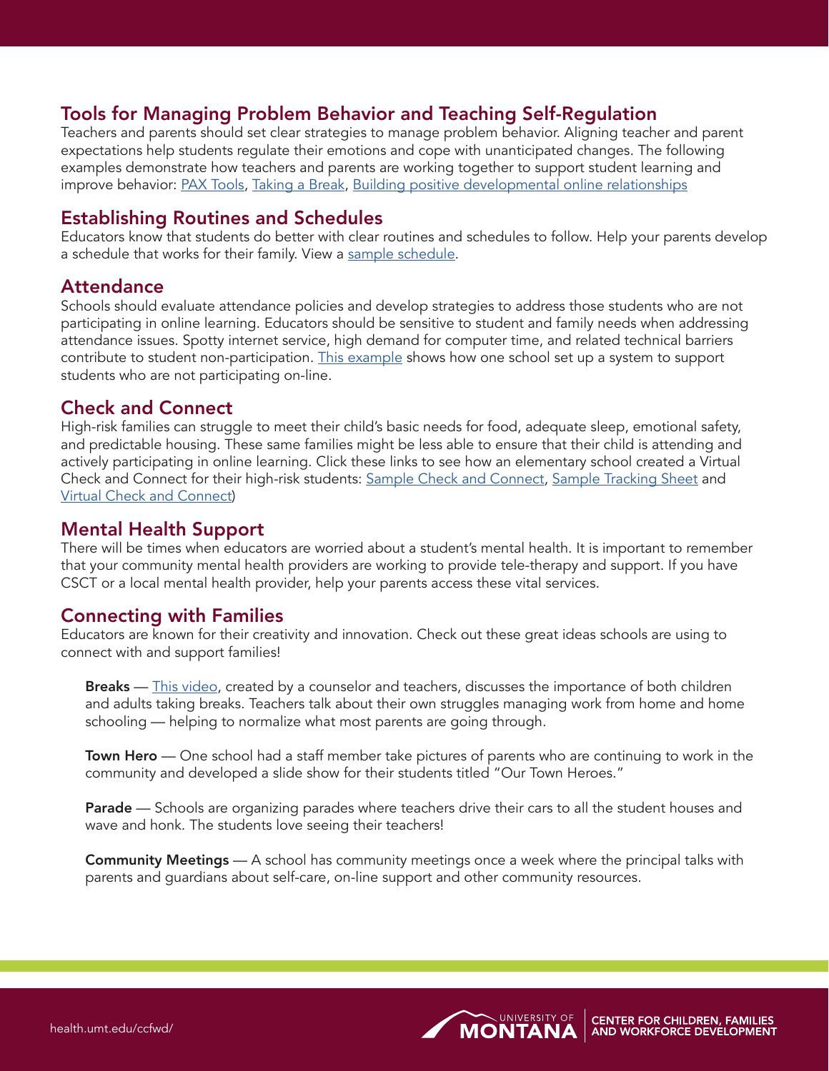## Tools for Managing Problem Behavior and Teaching Self-Regulation

Teachers and parents should set clear strategies to manage problem behavior. Aligning teacher and parent expectations help students regulate their emotions and cope with unanticipated changes. The following examples demonstrate how teachers and parents are working together to support student learning and improve behavior: PAX Tools, Taking a Break, Building positive developmental online relationships

## Establishing Routines and Schedules

Educators know that students do better with clear routines and schedules to follow. Help your parents develop a schedule that works for their family. View a sample schedule.

## Attendance

Schools should evaluate attendance policies and develop strategies to address those students who are not participating in online learning. Educators should be sensitive to student and family needs when addressing attendance issues. Spotty internet service, high demand for computer time, and related technical barriers contribute to student non-participation. This example shows how one school set up a system to support students who are not participating on-line.

## Check and Connect

High-risk families can struggle to meet their child's basic needs for food, adequate sleep, emotional safety, and predictable housing. These same families might be less able to ensure that their child is attending and actively participating in online learning. Click these links to see how an elementary school created a Virtual Check and Connect for their high-risk students: Sample Check and Connect, Sample Tracking Sheet and Virtual Check and Connect)

## Mental Health Support

There will be times when educators are worried about a student's mental health. It is important to remember that your community mental health providers are working to provide tele-therapy and support. If you have CSCT or a local mental health provider, help your parents access these vital services.

## Connecting with Families

Educators are known for their creativity and innovation. Check out these great ideas schools are using to connect with and support families!

**Breaks** — This video, created by a counselor and teachers, discusses the importance of both children and adults taking breaks. Teachers talk about their own struggles managing work from home and home schooling — helping to normalize what most parents are going through.

**Town Hero** — One school had a staff member take pictures of parents who are continuing to work in the community and developed a slide show for their students titled "Our Town Heroes."

**Parade** — Schools are organizing parades where teachers drive their cars to all the student houses and wave and honk. The students love seeing their teachers!

**Community Meetings** — A school has community meetings once a week where the principal talks with parents and guardians about self-care, on-line support and other community resources.